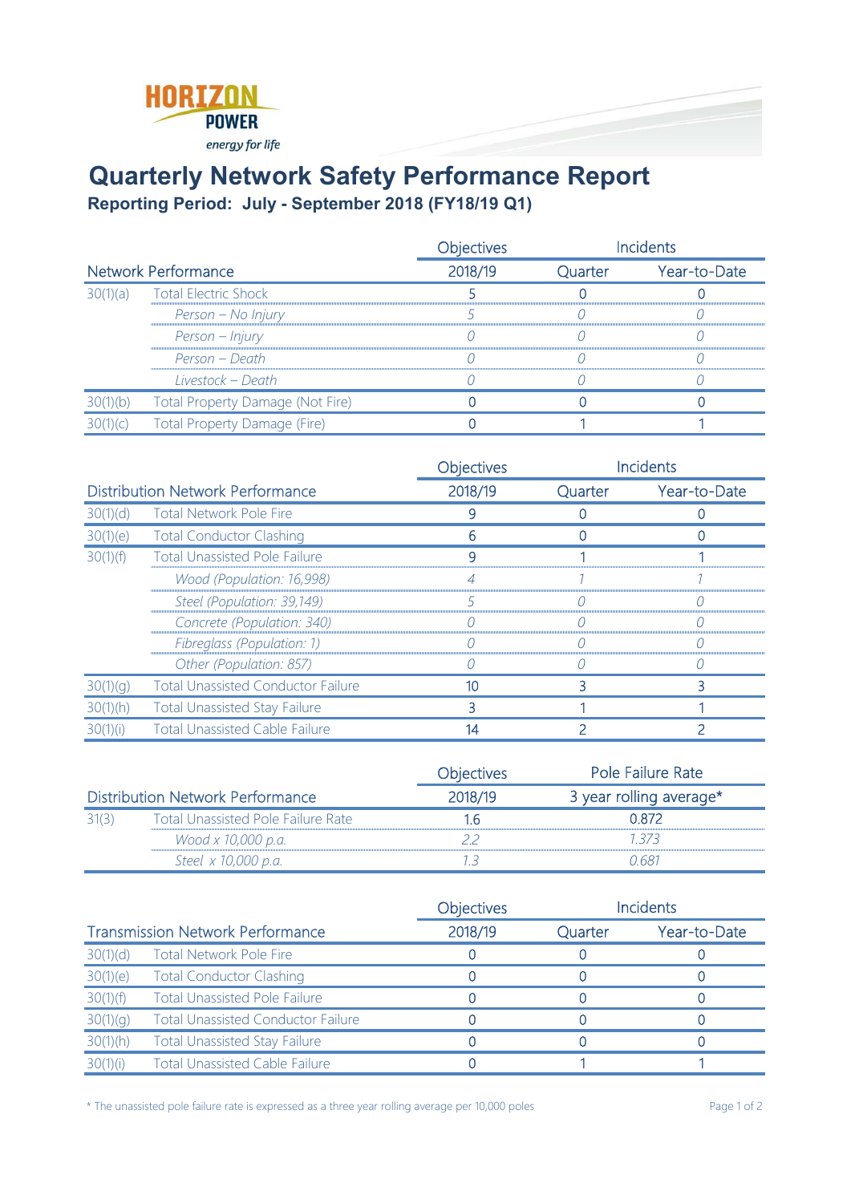HORIZON POWER
energy for life

# Quarterly Network Safety Performance Report

## Reporting Period: July - September 2018 (FY18/19 Q1)

| Network Performance | | Objectives 2018/19 | Incidents Quarter | Incidents Year-to-Date |
|---|---|---|---|---|
| 30(1)(a) | Total Electric Shock | 5 | 0 | 0 |
| | *Person – No Injury* | *5* | *0* | *0* |
| | *Person – Injury* | *0* | *0* | *0* |
| | *Person – Death* | *0* | *0* | *0* |
| | *Livestock – Death* | *0* | *0* | *0* |
| 30(1)(b) | Total Property Damage (Not Fire) | 0 | 0 | 0 |
| 30(1)(c) | Total Property Damage (Fire) | 0 | 1 | 1 |

| Distribution Network Performance | | Objectives 2018/19 | Incidents Quarter | Incidents Year-to-Date |
|---|---|---|---|---|
| 30(1)(d) | Total Network Pole Fire | 9 | 0 | 0 |
| 30(1)(e) | Total Conductor Clashing | 6 | 0 | 0 |
| 30(1)(f) | Total Unassisted Pole Failure | 9 | 1 | 1 |
| | *Wood (Population: 16,998)* | *4* | *1* | *1* |
| | *Steel (Population: 39,149)* | *5* | *0* | *0* |
| | *Concrete (Population: 340)* | *0* | *0* | *0* |
| | *Fibreglass (Population: 1)* | *0* | *0* | *0* |
| | *Other (Population: 857)* | *0* | *0* | *0* |
| 30(1)(g) | Total Unassisted Conductor Failure | 10 | 3 | 3 |
| 30(1)(h) | Total Unassisted Stay Failure | 3 | 1 | 1 |
| 30(1)(i) | Total Unassisted Cable Failure | 14 | 2 | 2 |

| Distribution Network Performance | | Objectives 2018/19 | Pole Failure Rate 3 year rolling average* |
|---|---|---|---|
| 31(3) | Total Unassisted Pole Failure Rate | 1.6 | 0.872 |
| | *Wood x 10,000 p.a.* | *2.2* | *1.373* |
| | *Steel x 10,000 p.a.* | *1.3* | *0.681* |

| Transmission Network Performance | | Objectives 2018/19 | Incidents Quarter | Incidents Year-to-Date |
|---|---|---|---|---|
| 30(1)(d) | Total Network Pole Fire | 0 | 0 | 0 |
| 30(1)(e) | Total Conductor Clashing | 0 | 0 | 0 |
| 30(1)(f) | Total Unassisted Pole Failure | 0 | 0 | 0 |
| 30(1)(g) | Total Unassisted Conductor Failure | 0 | 0 | 0 |
| 30(1)(h) | Total Unassisted Stay Failure | 0 | 0 | 0 |
| 30(1)(i) | Total Unassisted Cable Failure | 0 | 1 | 1 |

* The unassisted pole failure rate is expressed as a three year rolling average per 10,000 poles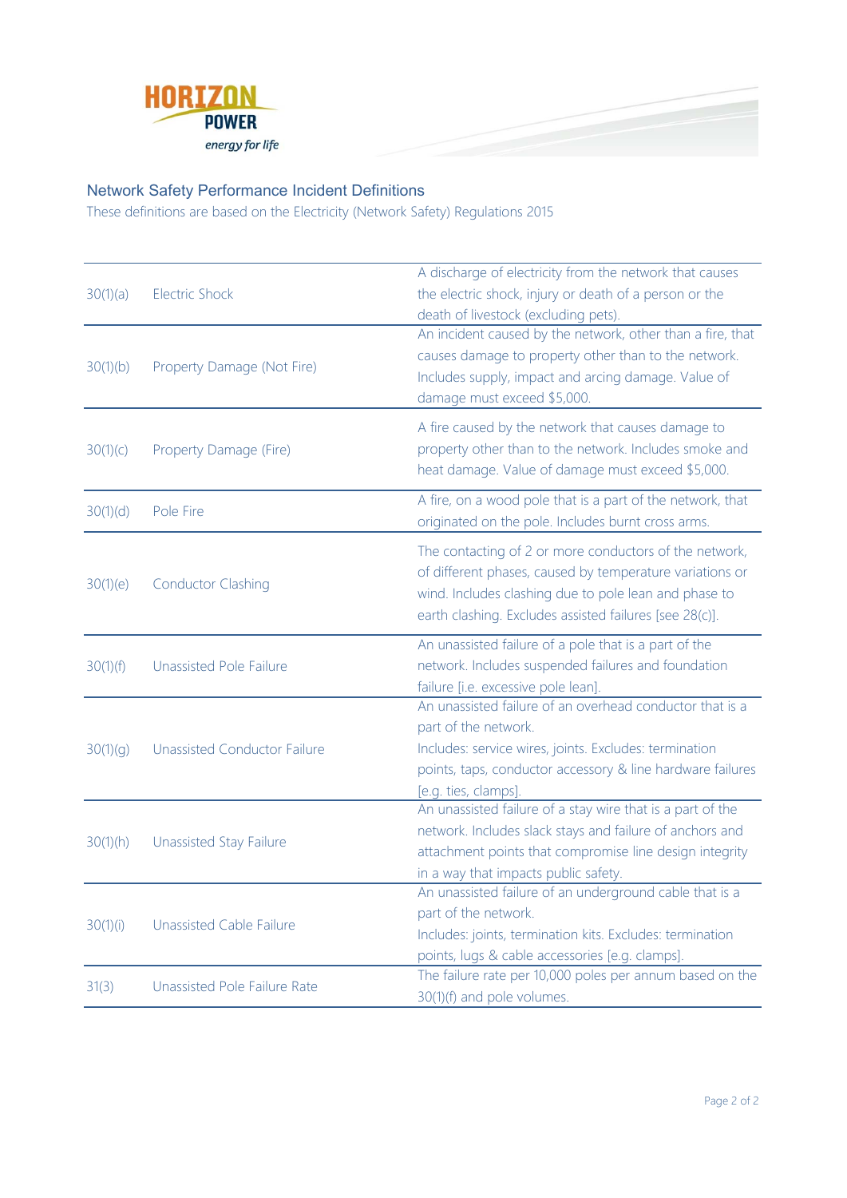## Network Safety Performance Incident Definitions

These definitions are based on the Electricity (Network Safety) Regulations 2015

| | | |
|---|---|---|
| 30(1)(a) | Electric Shock | A discharge of electricity from the network that causes the electric shock, injury or death of a person or the death of livestock (excluding pets). |
| 30(1)(b) | Property Damage (Not Fire) | An incident caused by the network, other than a fire, that causes damage to property other than to the network. Includes supply, impact and arcing damage. Value of damage must exceed $5,000. |
| 30(1)(c) | Property Damage (Fire) | A fire caused by the network that causes damage to property other than to the network. Includes smoke and heat damage. Value of damage must exceed $5,000. |
| 30(1)(d) | Pole Fire | A fire, on a wood pole that is a part of the network, that originated on the pole. Includes burnt cross arms. |
| 30(1)(e) | Conductor Clashing | The contacting of 2 or more conductors of the network, of different phases, caused by temperature variations or wind. Includes clashing due to pole lean and phase to earth clashing. Excludes assisted failures [see 28(c)]. |
| 30(1)(f) | Unassisted Pole Failure | An unassisted failure of a pole that is a part of the network. Includes suspended failures and foundation failure [i.e. excessive pole lean]. |
| 30(1)(g) | Unassisted Conductor Failure | An unassisted failure of an overhead conductor that is a part of the network.<br>Includes: service wires, joints. Excludes: termination points, taps, conductor accessory & line hardware failures [e.g. ties, clamps]. |
| 30(1)(h) | Unassisted Stay Failure | An unassisted failure of a stay wire that is a part of the network. Includes slack stays and failure of anchors and attachment points that compromise line design integrity in a way that impacts public safety. |
| 30(1)(i) | Unassisted Cable Failure | An unassisted failure of an underground cable that is a part of the network.<br>Includes: joints, termination kits. Excludes: termination points, lugs & cable accessories [e.g. clamps]. |
| 31(3) | Unassisted Pole Failure Rate | The failure rate per 10,000 poles per annum based on the 30(1)(f) and pole volumes. |